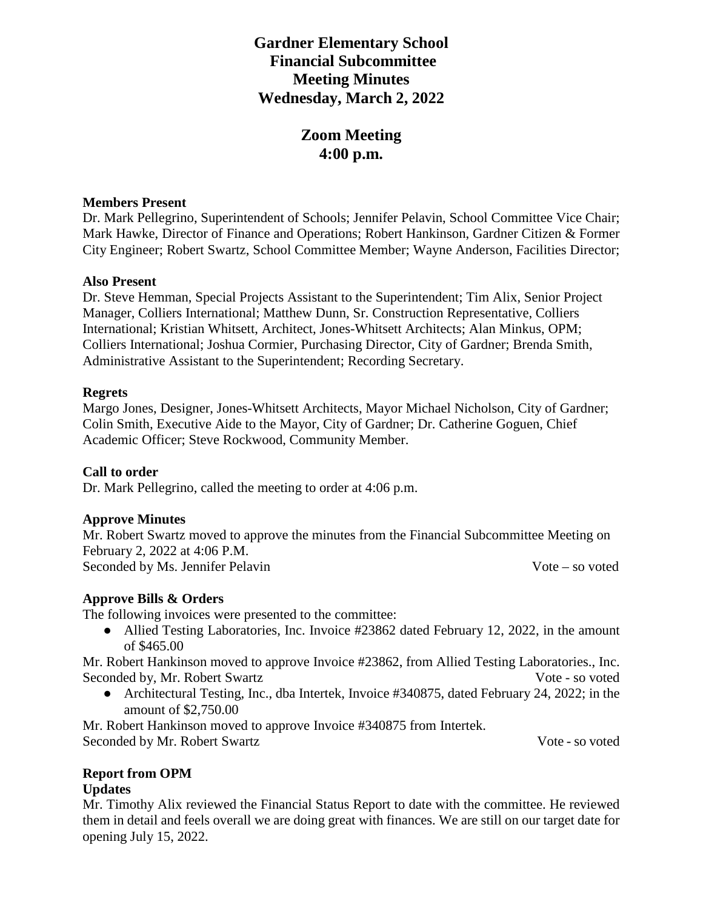# Gardner Elementary School
## Financial Subcommittee
## Meeting Minutes
## Wednesday, March 2, 2022

## Zoom Meeting
## 4:00 p.m.

**Members Present**

Dr. Mark Pellegrino, Superintendent of Schools; Jennifer Pelavin, School Committee Vice Chair; Mark Hawke, Director of Finance and Operations; Robert Hankinson, Gardner Citizen & Former City Engineer; Robert Swartz, School Committee Member; Wayne Anderson, Facilities Director;

**Also Present**

Dr. Steve Hemman, Special Projects Assistant to the Superintendent; Tim Alix, Senior Project Manager, Colliers International; Matthew Dunn, Sr. Construction Representative, Colliers International; Kristian Whitsett, Architect, Jones-Whitsett Architects; Alan Minkus, OPM; Colliers International; Joshua Cormier, Purchasing Director, City of Gardner; Brenda Smith, Administrative Assistant to the Superintendent; Recording Secretary.

**Regrets**

Margo Jones, Designer, Jones-Whitsett Architects, Mayor Michael Nicholson, City of Gardner; Colin Smith, Executive Aide to the Mayor, City of Gardner; Dr. Catherine Goguen, Chief Academic Officer; Steve Rockwood, Community Member.

**Call to order**

Dr. Mark Pellegrino, called the meeting to order at 4:06 p.m.

**Approve Minutes**

Mr. Robert Swartz moved to approve the minutes from the Financial Subcommittee Meeting on February 2, 2022 at 4:06 P.M.
Seconded by Ms. Jennifer Pelavin — Vote – so voted

**Approve Bills & Orders**

The following invoices were presented to the committee:

- Allied Testing Laboratories, Inc. Invoice #23862 dated February 12, 2022, in the amount of $465.00

Mr. Robert Hankinson moved to approve Invoice #23862, from Allied Testing Laboratories., Inc.
Seconded by, Mr. Robert Swartz — Vote - so voted

- Architectural Testing, Inc., dba Intertek, Invoice #340875, dated February 24, 2022; in the amount of $2,750.00

Mr. Robert Hankinson moved to approve Invoice #340875 from Intertek.
Seconded by Mr. Robert Swartz — Vote - so voted

**Report from OPM**

**Updates**

Mr. Timothy Alix reviewed the Financial Status Report to date with the committee. He reviewed them in detail and feels overall we are doing great with finances. We are still on our target date for opening July 15, 2022.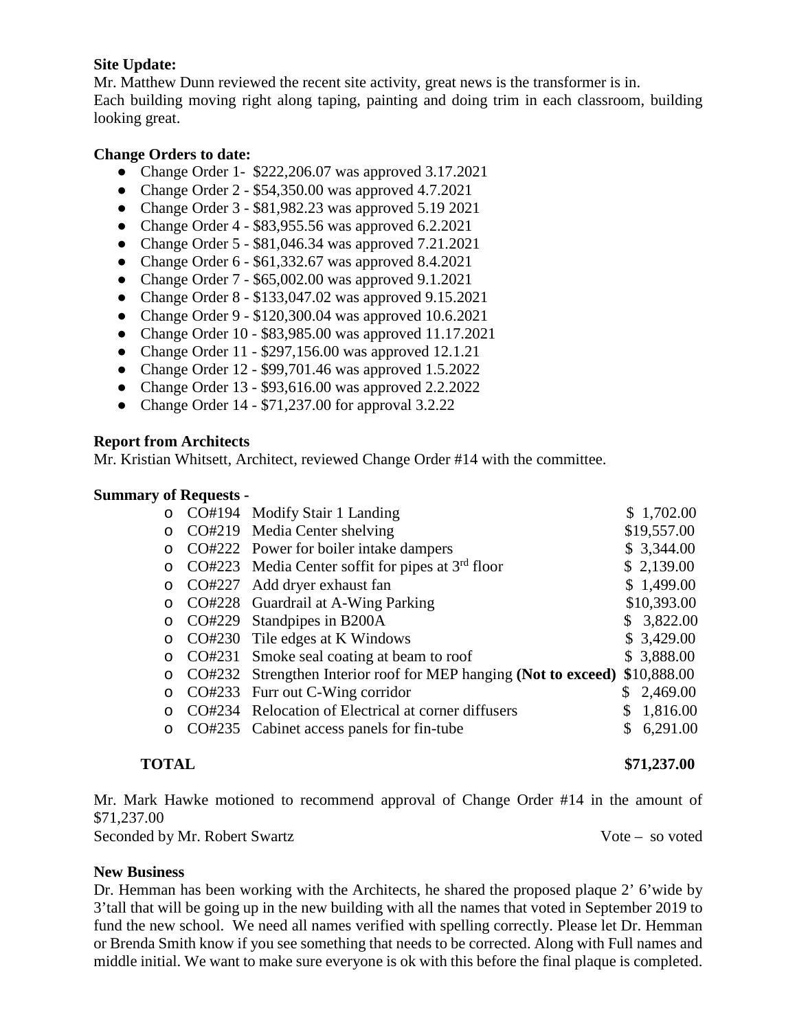**Site Update:**

Mr. Matthew Dunn reviewed the recent site activity, great news is the transformer is in.
Each building moving right along taping, painting and doing trim in each classroom, building looking great.

**Change Orders to date:**

- Change Order 1- $222,206.07 was approved 3.17.2021
- Change Order 2 - $54,350.00 was approved 4.7.2021
- Change Order 3 - $81,982.23 was approved 5.19 2021
- Change Order 4 - $83,955.56 was approved 6.2.2021
- Change Order 5 - $81,046.34 was approved 7.21.2021
- Change Order 6 - $61,332.67 was approved 8.4.2021
- Change Order 7 - $65,002.00 was approved 9.1.2021
- Change Order 8 - $133,047.02 was approved 9.15.2021
- Change Order 9 - $120,300.04 was approved 10.6.2021
- Change Order 10 - $83,985.00 was approved 11.17.2021
- Change Order 11 - $297,156.00 was approved 12.1.21
- Change Order 12 - $99,701.46 was approved 1.5.2022
- Change Order 13 - $93,616.00 was approved 2.2.2022
- Change Order 14 - $71,237.00 for approval 3.2.22

**Report from Architects**

Mr. Kristian Whitsett, Architect, reviewed Change Order #14 with the committee.

**Summary of Requests -**

| | | |
|---|---|---|
| CO#194 | Modify Stair 1 Landing | $ 1,702.00 |
| CO#219 | Media Center shelving | $19,557.00 |
| CO#222 | Power for boiler intake dampers | $ 3,344.00 |
| CO#223 | Media Center soffit for pipes at 3rd floor | $ 2,139.00 |
| CO#227 | Add dryer exhaust fan | $ 1,499.00 |
| CO#228 | Guardrail at A-Wing Parking | $10,393.00 |
| CO#229 | Standpipes in B200A | $ 3,822.00 |
| CO#230 | Tile edges at K Windows | $ 3,429.00 |
| CO#231 | Smoke seal coating at beam to roof | $ 3,888.00 |
| CO#232 | Strengthen Interior roof for MEP hanging **(Not to exceed)** | $10,888.00 |
| CO#233 | Furr out C-Wing corridor | $ 2,469.00 |
| CO#234 | Relocation of Electrical at corner diffusers | $ 1,816.00 |
| CO#235 | Cabinet access panels for fin-tube | $ 6,291.00 |
| **TOTAL** | | **$71,237.00** |

Mr. Mark Hawke motioned to recommend approval of Change Order #14 in the amount of $71,237.00

Seconded by Mr. Robert Swartz Vote – so voted

**New Business**

Dr. Hemman has been working with the Architects, he shared the proposed plaque 2' 6'wide by 3'tall that will be going up in the new building with all the names that voted in September 2019 to fund the new school. We need all names verified with spelling correctly. Please let Dr. Hemman or Brenda Smith know if you see something that needs to be corrected. Along with Full names and middle initial. We want to make sure everyone is ok with this before the final plaque is completed.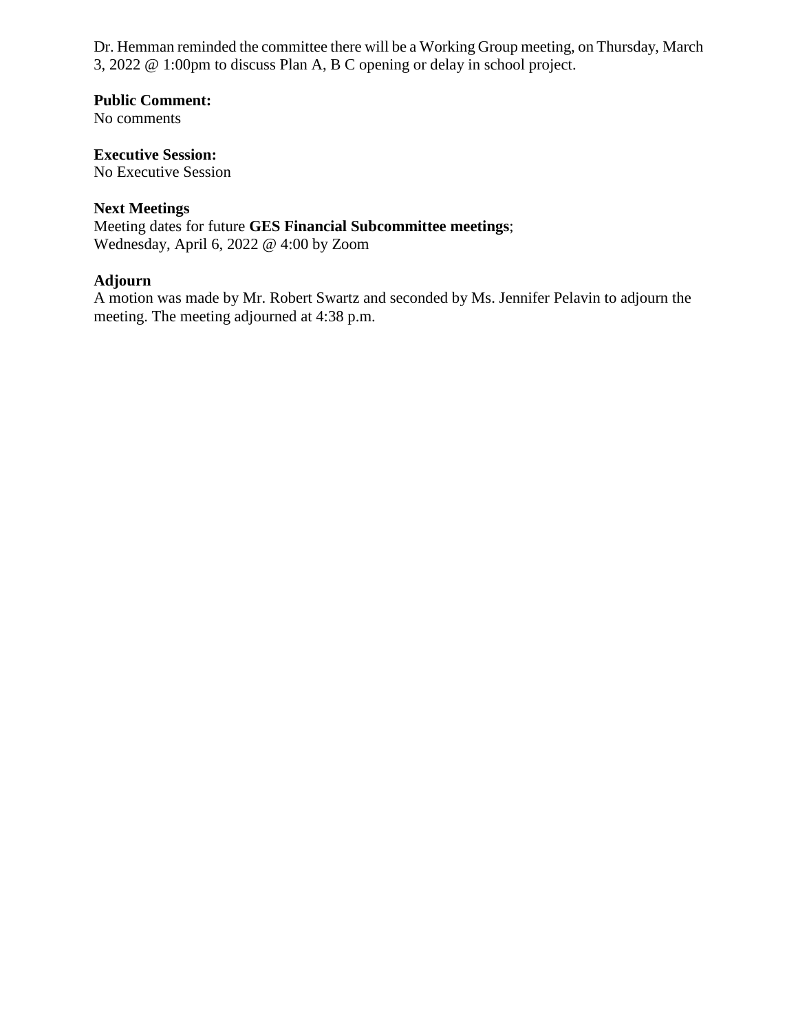Dr. Hemman reminded the committee there will be a Working Group meeting, on Thursday, March 3, 2022 @ 1:00pm to discuss Plan A, B C opening or delay in school project.

**Public Comment:**
No comments

**Executive Session:**
No Executive Session

**Next Meetings**
Meeting dates for future **GES Financial Subcommittee meetings**;
Wednesday, April 6, 2022 @ 4:00 by Zoom

**Adjourn**
A motion was made by Mr. Robert Swartz and seconded by Ms. Jennifer Pelavin to adjourn the meeting. The meeting adjourned at 4:38 p.m.